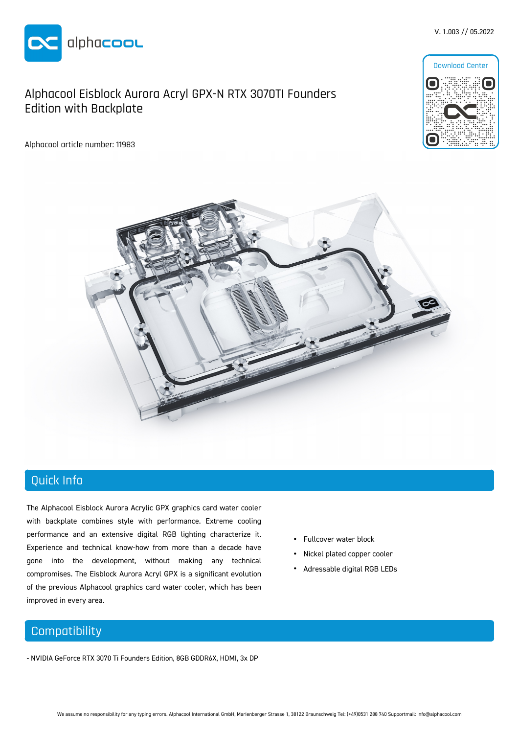V. 1.003 // 05.2022

# Alphacool Eisblock Aurora Acryl GPX-N RTX 3070TI Founders Edition with Backplate

Alphacool article number: 11983

Download Center

## Quick Info

The Alphacool Eisblock Aurora Acrylic GPX graphics card water cooler with backplate combines style with performance. Extreme cooling performance and an extensive digital RGB lighting characterize it. Experience and technical know-how from more than a decade have gone into the development, without making any technical compromises. The Eisblock Aurora Acryl GPX is a significant evolution of the previous Alphacool graphics card water cooler, which has been improved in every area.

- Fullcover water block
- Nickel plated copper cooler
- Adressable digital RGB LEDs

## Compatibility

- NVIDIA GeForce RTX 3070 Ti Founders Edition, 8GB GDDR6X, HDMI, 3x DP

We assume no responsibility for any typing errors. Alphacool International GmbH, Marienberger Strasse 1, 38122 Braunschweig Tel: (+49)0531 288 740 Supportmail: info@alphacool.com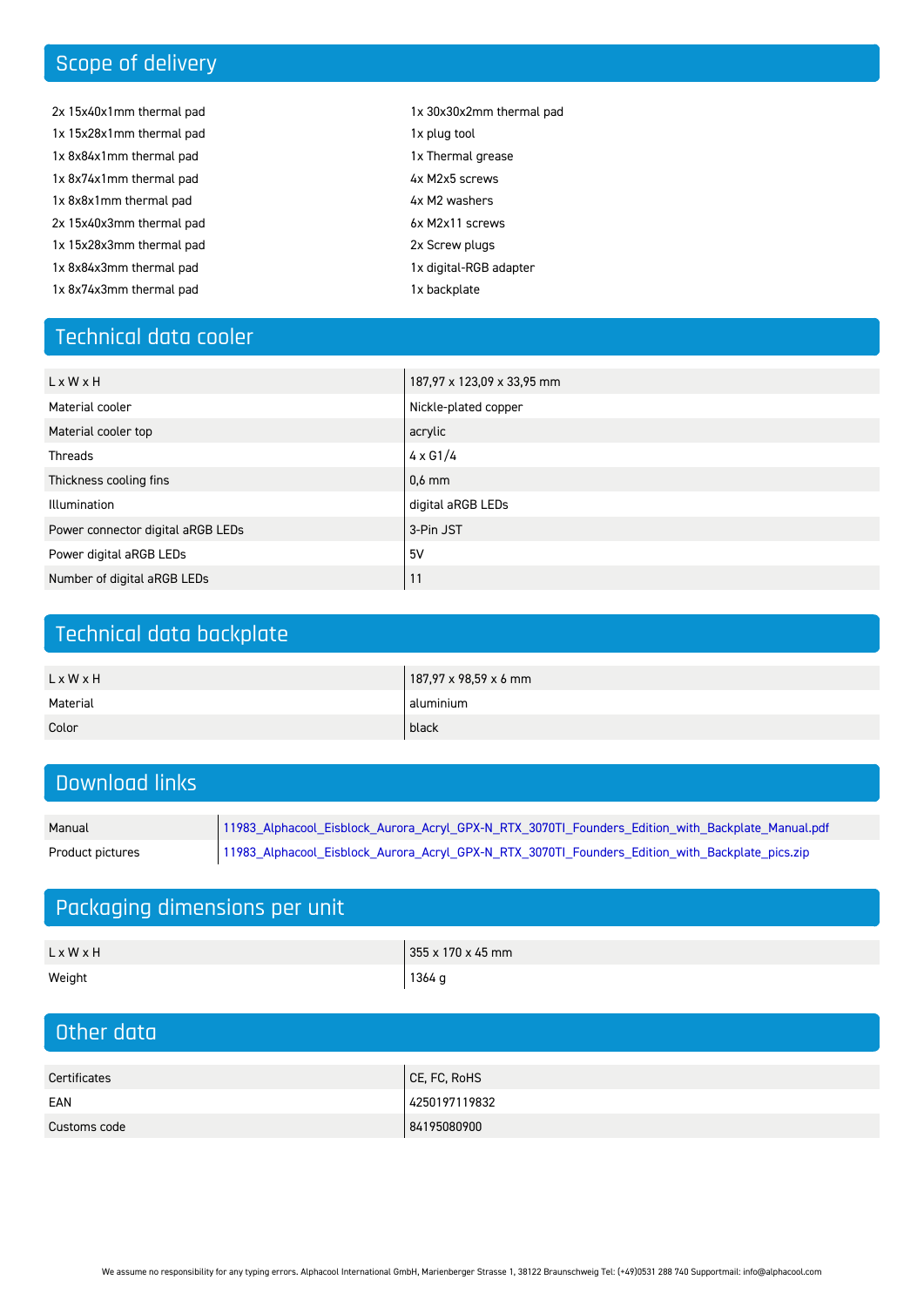## Scope of delivery

- 2x 15x40x1mm thermal pad
- 1x 15x28x1mm thermal pad
- 1x 8x84x1mm thermal pad
- 1x 8x74x1mm thermal pad
- 1x 8x8x1mm thermal pad
- 2x 15x40x3mm thermal pad
- 1x 15x28x3mm thermal pad
- 1x 8x84x3mm thermal pad
- 1x 8x74x3mm thermal pad
- 1x 30x30x2mm thermal pad
- 1x plug tool
- 1x Thermal grease
- 4x M2x5 screws
- 4x M2 washers
- 6x M2x11 screws
- 2x Screw plugs
- 1x digital-RGB adapter
- 1x backplate

## Technical data cooler

| | |
|---|---|
| L x W x H | 187,97 x 123,09 x 33,95 mm |
| Material cooler | Nickle-plated copper |
| Material cooler top | acrylic |
| Threads | 4 x G1/4 |
| Thickness cooling fins | 0,6 mm |
| Illumination | digital aRGB LEDs |
| Power connector digital aRGB LEDs | 3-Pin JST |
| Power digital aRGB LEDs | 5V |
| Number of digital aRGB LEDs | 11 |

## Technical data backplate

| | |
|---|---|
| L x W x H | 187,97 x 98,59 x 6 mm |
| Material | aluminium |
| Color | black |

## Download links

| | |
|---|---|
| Manual | 11983_Alphacool_Eisblock_Aurora_Acryl_GPX-N_RTX_3070TI_Founders_Edition_with_Backplate_Manual.pdf |
| Product pictures | 11983_Alphacool_Eisblock_Aurora_Acryl_GPX-N_RTX_3070TI_Founders_Edition_with_Backplate_pics.zip |

## Packaging dimensions per unit

| | |
|---|---|
| L x W x H | 355 x 170 x 45 mm |
| Weight | 1364 g |

## Other data

| | |
|---|---|
| Certificates | CE, FC, RoHS |
| EAN | 4250197119832 |
| Customs code | 84195080900 |

We assume no responsibility for any typing errors. Alphacool International GmbH, Marienberger Strasse 1, 38122 Braunschweig Tel: (+49)0531 288 740 Supportmail: info@alphacool.com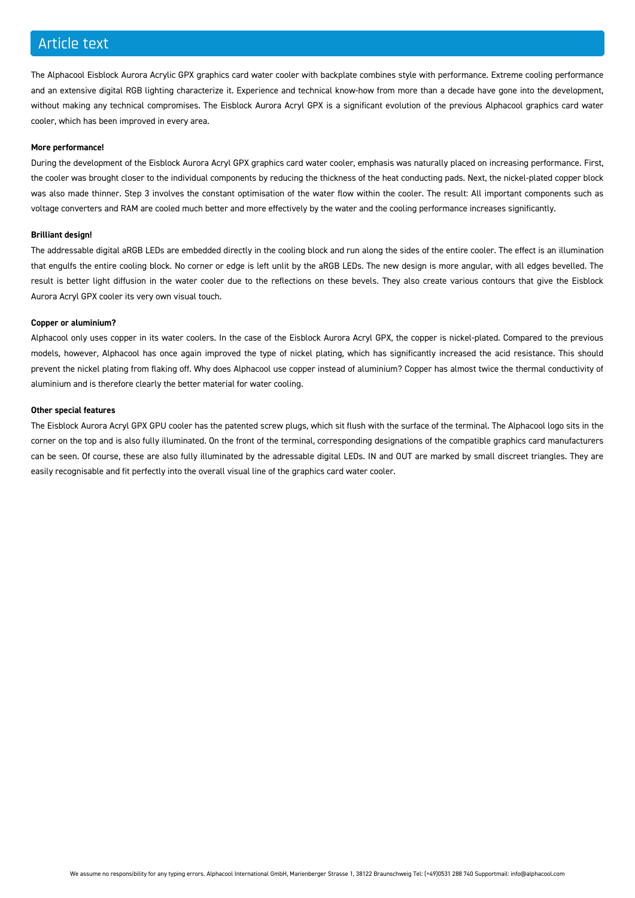## Article text

The Alphacool Eisblock Aurora Acrylic GPX graphics card water cooler with backplate combines style with performance. Extreme cooling performance and an extensive digital RGB lighting characterize it. Experience and technical know-how from more than a decade have gone into the development, without making any technical compromises. The Eisblock Aurora Acryl GPX is a significant evolution of the previous Alphacool graphics card water cooler, which has been improved in every area.

**More performance!**

During the development of the Eisblock Aurora Acryl GPX graphics card water cooler, emphasis was naturally placed on increasing performance. First, the cooler was brought closer to the individual components by reducing the thickness of the heat conducting pads. Next, the nickel-plated copper block was also made thinner. Step 3 involves the constant optimisation of the water flow within the cooler. The result: All important components such as voltage converters and RAM are cooled much better and more effectively by the water and the cooling performance increases significantly.

**Brilliant design!**

The addressable digital aRGB LEDs are embedded directly in the cooling block and run along the sides of the entire cooler. The effect is an illumination that engulfs the entire cooling block. No corner or edge is left unlit by the aRGB LEDs. The new design is more angular, with all edges bevelled. The result is better light diffusion in the water cooler due to the reflections on these bevels. They also create various contours that give the Eisblock Aurora Acryl GPX cooler its very own visual touch.

**Copper or aluminium?**

Alphacool only uses copper in its water coolers. In the case of the Eisblock Aurora Acryl GPX, the copper is nickel-plated. Compared to the previous models, however, Alphacool has once again improved the type of nickel plating, which has significantly increased the acid resistance. This should prevent the nickel plating from flaking off. Why does Alphacool use copper instead of aluminium? Copper has almost twice the thermal conductivity of aluminium and is therefore clearly the better material for water cooling.

**Other special features**

The Eisblock Aurora Acryl GPX GPU cooler has the patented screw plugs, which sit flush with the surface of the terminal. The Alphacool logo sits in the corner on the top and is also fully illuminated. On the front of the terminal, corresponding designations of the compatible graphics card manufacturers can be seen. Of course, these are also fully illuminated by the adressable digital LEDs. IN and OUT are marked by small discreet triangles. They are easily recognisable and fit perfectly into the overall visual line of the graphics card water cooler.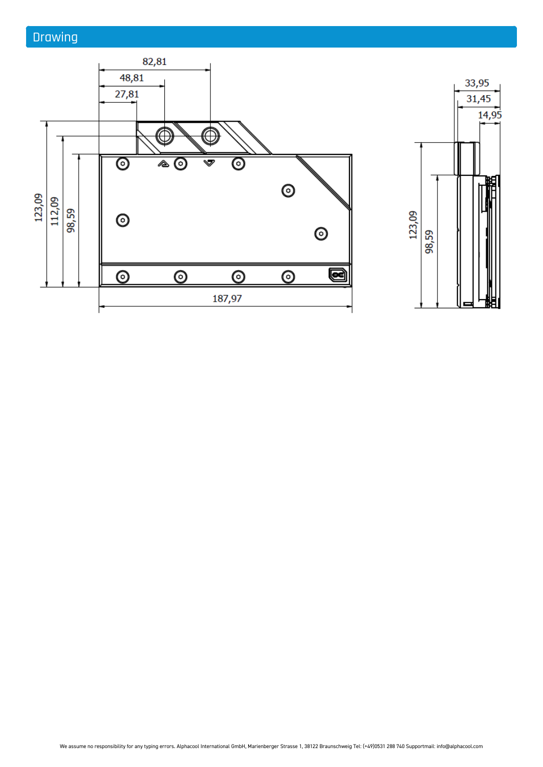## Drawing

82,81

48,81

27,81

123,09

112,09

98,59

187,97

33,95

31,45

14,95

123,09

98,59